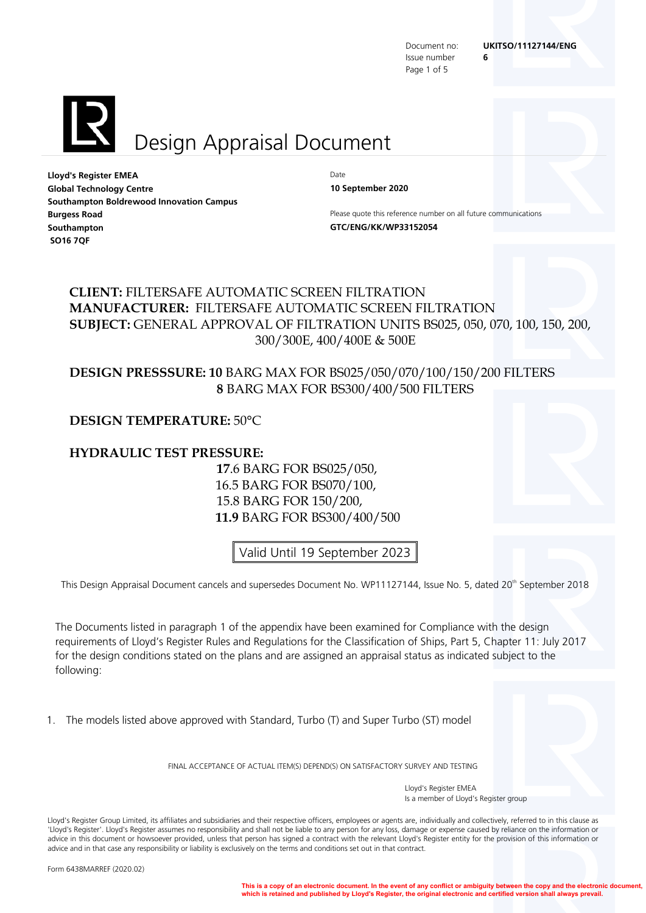Document no: **UKITSO/11127144/ENG**
Issue number **6**

# Design Appraisal Document

**Lloyd's Register EMEA**
**Global Technology Centre**
**Southampton Boldrewood Innovation Campus**
**Burgess Road**
**Southampton**
**SO16 7QF**

Date
**10 September 2020**

Please quote this reference number on all future communications
**GTC/ENG/KK/WP33152054**

**CLIENT:** FILTERSAFE AUTOMATIC SCREEN FILTRATION
**MANUFACTURER:** FILTERSAFE AUTOMATIC SCREEN FILTRATION
**SUBJECT:** GENERAL APPROVAL OF FILTRATION UNITS BS025, 050, 070, 100, 150, 200, 300/300E, 400/400E & 500E

**DESIGN PRESSSURE: 10** BARG MAX FOR BS025/050/070/100/150/200 FILTERS
**8** BARG MAX FOR BS300/400/500 FILTERS

**DESIGN TEMPERATURE:** 50°C

**HYDRAULIC TEST PRESSURE:**
**17**.6 BARG FOR BS025/050,
16.5 BARG FOR BS070/100,
15.8 BARG FOR 150/200,
**11.9** BARG FOR BS300/400/500

Valid Until 19 September 2023

This Design Appraisal Document cancels and supersedes Document No. WP11127144, Issue No. 5, dated 20th September 2018

The Documents listed in paragraph 1 of the appendix have been examined for Compliance with the design requirements of Lloyd's Register Rules and Regulations for the Classification of Ships, Part 5, Chapter 11: July 2017 for the design conditions stated on the plans and are assigned an appraisal status as indicated subject to the following:

1. The models listed above approved with Standard, Turbo (T) and Super Turbo (ST) model

FINAL ACCEPTANCE OF ACTUAL ITEM(S) DEPEND(S) ON SATISFACTORY SURVEY AND TESTING

Lloyd's Register EMEA
Is a member of Lloyd's Register group

Lloyd's Register Group Limited, its affiliates and subsidiaries and their respective officers, employees or agents are, individually and collectively, referred to in this clause as 'Lloyd's Register'. Lloyd's Register assumes no responsibility and shall not be liable to any person for any loss, damage or expense caused by reliance on the information or advice in this document or howsoever provided, unless that person has signed a contract with the relevant Lloyd's Register entity for the provision of this information or advice and in that case any responsibility or liability is exclusively on the terms and conditions set out in that contract.

Form 6438MARREF (2020.02)

**This is a copy of an electronic document. In the event of any conflict or ambiguity between the copy and the electronic document, which is retained and published by Lloyd's Register, the original electronic and certified version shall always prevail.**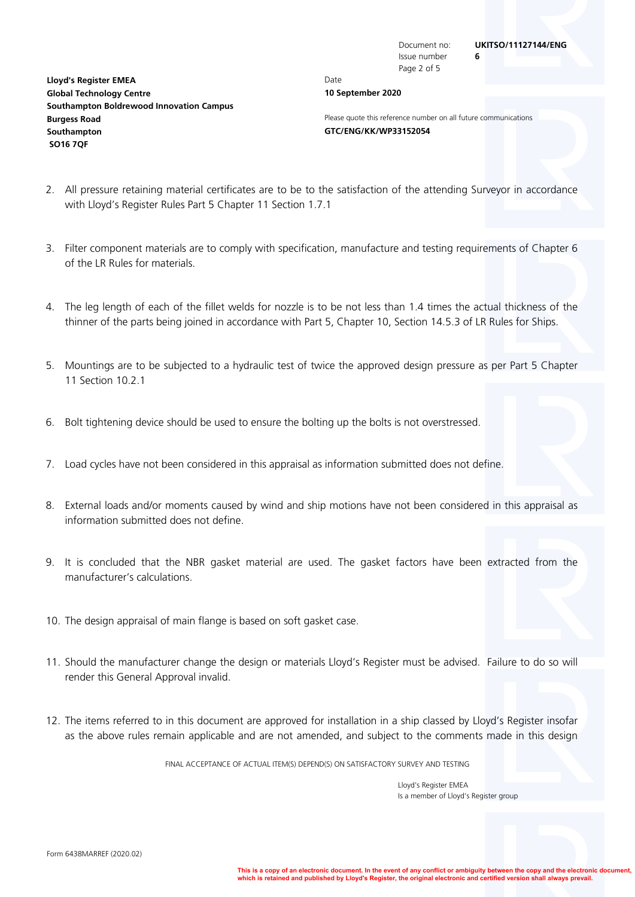2. All pressure retaining material certificates are to be to the satisfaction of the attending Surveyor in accordance with Lloyd's Register Rules Part 5 Chapter 11 Section 1.7.1

3. Filter component materials are to comply with specification, manufacture and testing requirements of Chapter 6 of the LR Rules for materials.

4. The leg length of each of the fillet welds for nozzle is to be not less than 1.4 times the actual thickness of the thinner of the parts being joined in accordance with Part 5, Chapter 10, Section 14.5.3 of LR Rules for Ships.

5. Mountings are to be subjected to a hydraulic test of twice the approved design pressure as per Part 5 Chapter 11 Section 10.2.1

6. Bolt tightening device should be used to ensure the bolting up the bolts is not overstressed.

7. Load cycles have not been considered in this appraisal as information submitted does not define.

8. External loads and/or moments caused by wind and ship motions have not been considered in this appraisal as information submitted does not define.

9. It is concluded that the NBR gasket material are used. The gasket factors have been extracted from the manufacturer's calculations.

10. The design appraisal of main flange is based on soft gasket case.

11. Should the manufacturer change the design or materials Lloyd's Register must be advised. Failure to do so will render this General Approval invalid.

12. The items referred to in this document are approved for installation in a ship classed by Lloyd's Register insofar as the above rules remain applicable and are not amended, and subject to the comments made in this design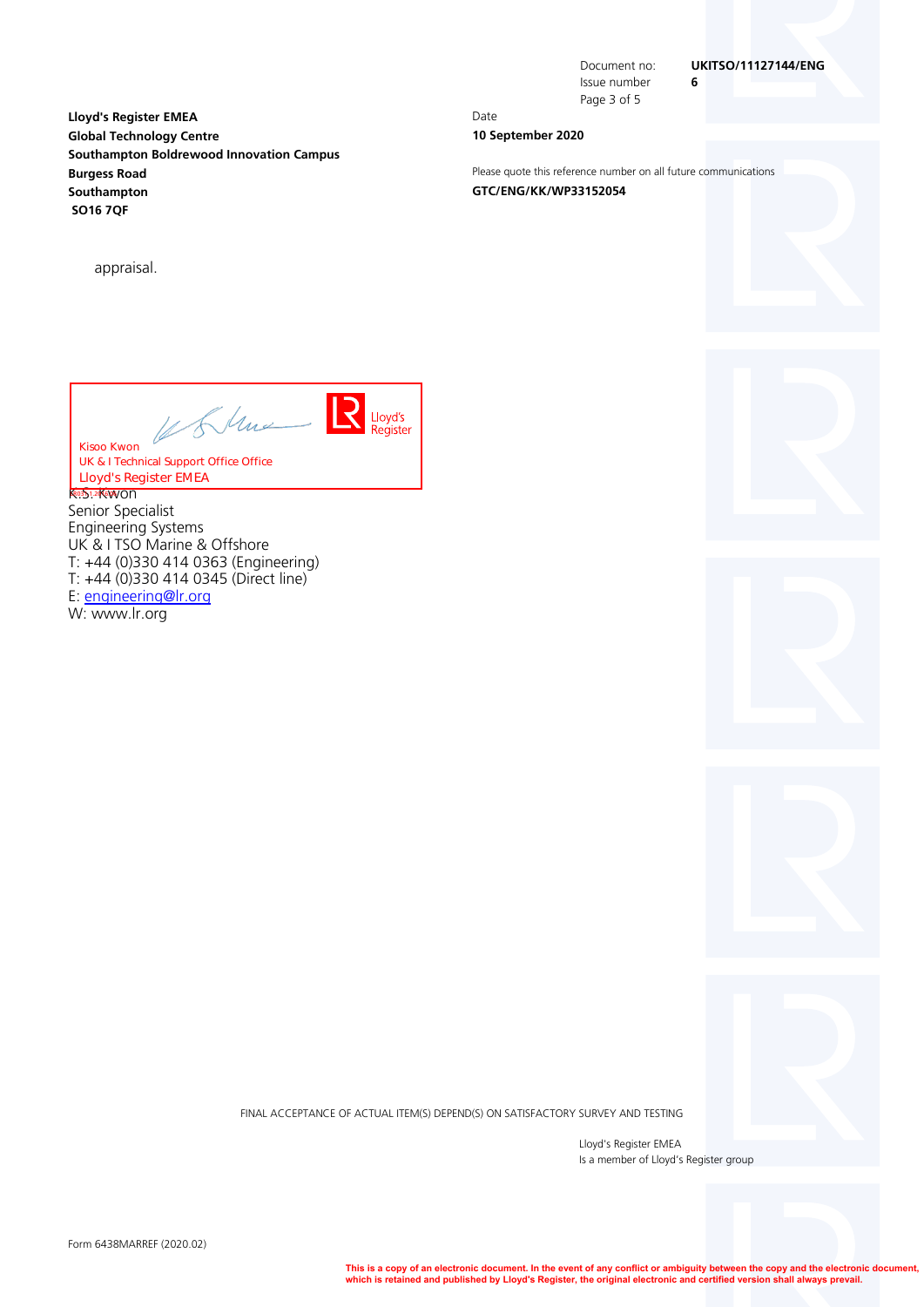Lloyd's Register EMEA
Global Technology Centre
Southampton Boldrewood Innovation Campus
Burgess Road
Southampton
SO16 7QF

Document no: **UKITSO/11127144/ENG**
Issue number **6**

Date
**10 September 2020**

Please quote this reference number on all future communications
**GTC/ENG/KK/WP33152054**

appraisal.

Kisoo Kwon
UK & I Technical Support Office Office
Lloyd's Register EMEA

K. S. Kwon
Senior Specialist
Engineering Systems
UK & I TSO Marine & Offshore
T: +44 (0)330 414 0363 (Engineering)
T: +44 (0)330 414 0345 (Direct line)
E: engineering@lr.org
W: www.lr.org

FINAL ACCEPTANCE OF ACTUAL ITEM(S) DEPEND(S) ON SATISFACTORY SURVEY AND TESTING

Lloyd's Register EMEA
Is a member of Lloyd's Register group

Form 6438MARREF (2020.02)

**This is a copy of an electronic document. In the event of any conflict or ambiguity between the copy and the electronic document, which is retained and published by Lloyd's Register, the original electronic and certified version shall always prevail.**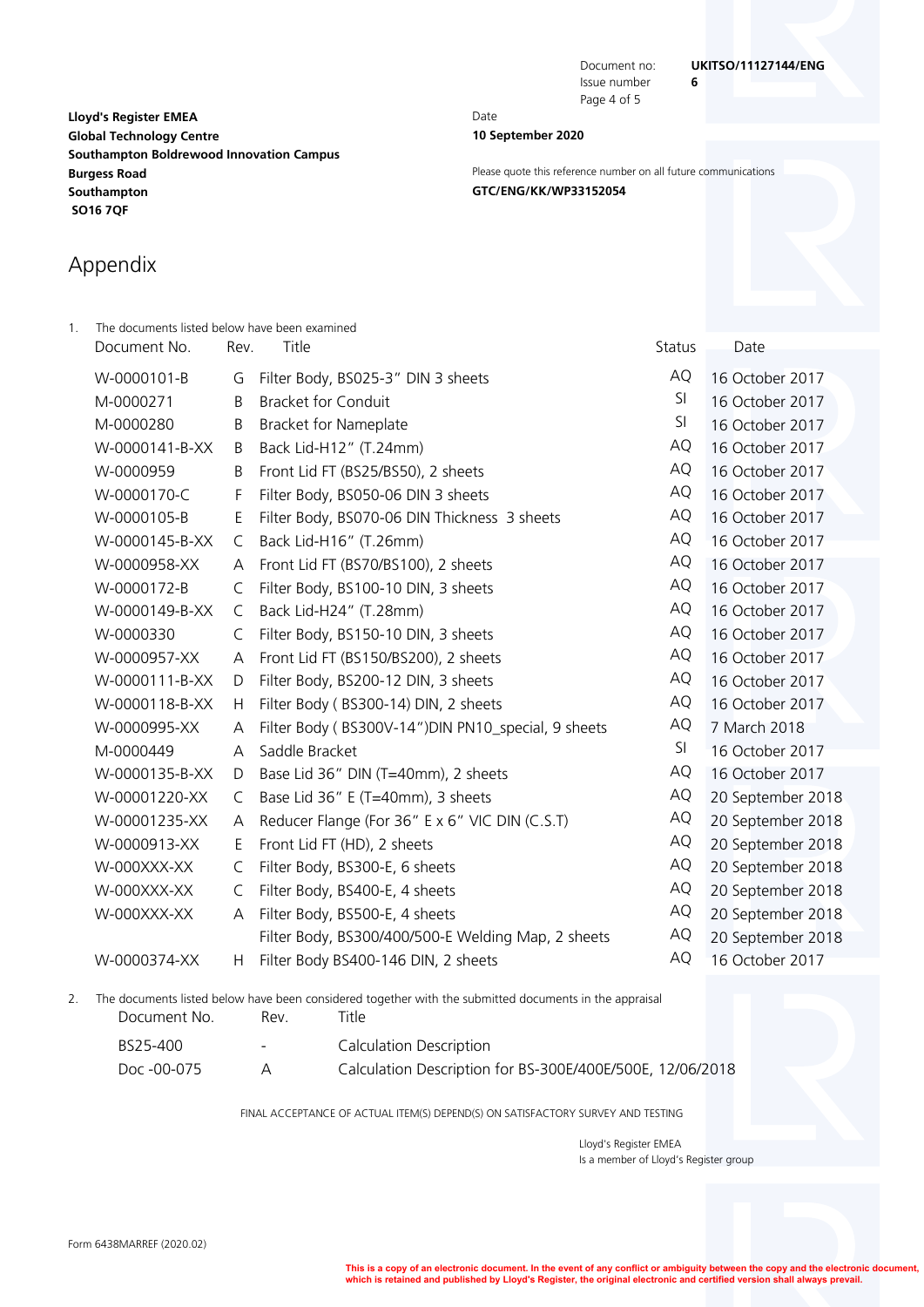Document no: **UKITSO/11127144/ENG**
Issue number **6**

**Lloyd's Register EMEA**
**Global Technology Centre**
**Southampton Boldrewood Innovation Campus**
**Burgess Road**
**Southampton**
**SO16 7QF**

Date
**10 September 2020**

Please quote this reference number on all future communications
**GTC/ENG/KK/WP33152054**

# Appendix

1. The documents listed below have been examined

| Document No. | Rev. | Title | Status | Date |
|---|---|---|---|---|
| W-0000101-B | G | Filter Body, BS025-3" DIN 3 sheets | AQ | 16 October 2017 |
| M-0000271 | B | Bracket for Conduit | SI | 16 October 2017 |
| M-0000280 | B | Bracket for Nameplate | SI | 16 October 2017 |
| W-0000141-B-XX | B | Back Lid-H12" (T.24mm) | AQ | 16 October 2017 |
| W-0000959 | B | Front Lid FT (BS25/BS50), 2 sheets | AQ | 16 October 2017 |
| W-0000170-C | F | Filter Body, BS050-06 DIN 3 sheets | AQ | 16 October 2017 |
| W-0000105-B | E | Filter Body, BS070-06 DIN Thickness 3 sheets | AQ | 16 October 2017 |
| W-0000145-B-XX | C | Back Lid-H16" (T.26mm) | AQ | 16 October 2017 |
| W-0000958-XX | A | Front Lid FT (BS70/BS100), 2 sheets | AQ | 16 October 2017 |
| W-0000172-B | C | Filter Body, BS100-10 DIN, 3 sheets | AQ | 16 October 2017 |
| W-0000149-B-XX | C | Back Lid-H24" (T.28mm) | AQ | 16 October 2017 |
| W-0000330 | C | Filter Body, BS150-10 DIN, 3 sheets | AQ | 16 October 2017 |
| W-0000957-XX | A | Front Lid FT (BS150/BS200), 2 sheets | AQ | 16 October 2017 |
| W-0000111-B-XX | D | Filter Body, BS200-12 DIN, 3 sheets | AQ | 16 October 2017 |
| W-0000118-B-XX | H | Filter Body ( BS300-14) DIN, 2 sheets | AQ | 16 October 2017 |
| W-0000995-XX | A | Filter Body ( BS300V-14")DIN PN10_special, 9 sheets | AQ | 7 March 2018 |
| M-0000449 | A | Saddle Bracket | SI | 16 October 2017 |
| W-0000135-B-XX | D | Base Lid 36" DIN (T=40mm), 2 sheets | AQ | 16 October 2017 |
| W-00001220-XX | C | Base Lid 36" E (T=40mm), 3 sheets | AQ | 20 September 2018 |
| W-00001235-XX | A | Reducer Flange (For 36" E x 6" VIC DIN (C.S.T) | AQ | 20 September 2018 |
| W-0000913-XX | E | Front Lid FT (HD), 2 sheets | AQ | 20 September 2018 |
| W-000XXX-XX | C | Filter Body, BS300-E, 6 sheets | AQ | 20 September 2018 |
| W-000XXX-XX | C | Filter Body, BS400-E, 4 sheets | AQ | 20 September 2018 |
| W-000XXX-XX | A | Filter Body, BS500-E, 4 sheets | AQ | 20 September 2018 |
| | | Filter Body, BS300/400/500-E Welding Map, 2 sheets | AQ | 20 September 2018 |
| W-0000374-XX | H | Filter Body BS400-146 DIN, 2 sheets | AQ | 16 October 2017 |

2. The documents listed below have been considered together with the submitted documents in the appraisal

| Document No. | Rev. | Title |
|---|---|---|
| BS25-400 | - | Calculation Description |
| Doc -00-075 | A | Calculation Description for BS-300E/400E/500E, 12/06/2018 |

FINAL ACCEPTANCE OF ACTUAL ITEM(S) DEPEND(S) ON SATISFACTORY SURVEY AND TESTING

Lloyd's Register EMEA
Is a member of Lloyd's Register group

Form 6438MARREF (2020.02)

**This is a copy of an electronic document. In the event of any conflict or ambiguity between the copy and the electronic document, which is retained and published by Lloyd's Register, the original electronic and certified version shall always prevail.**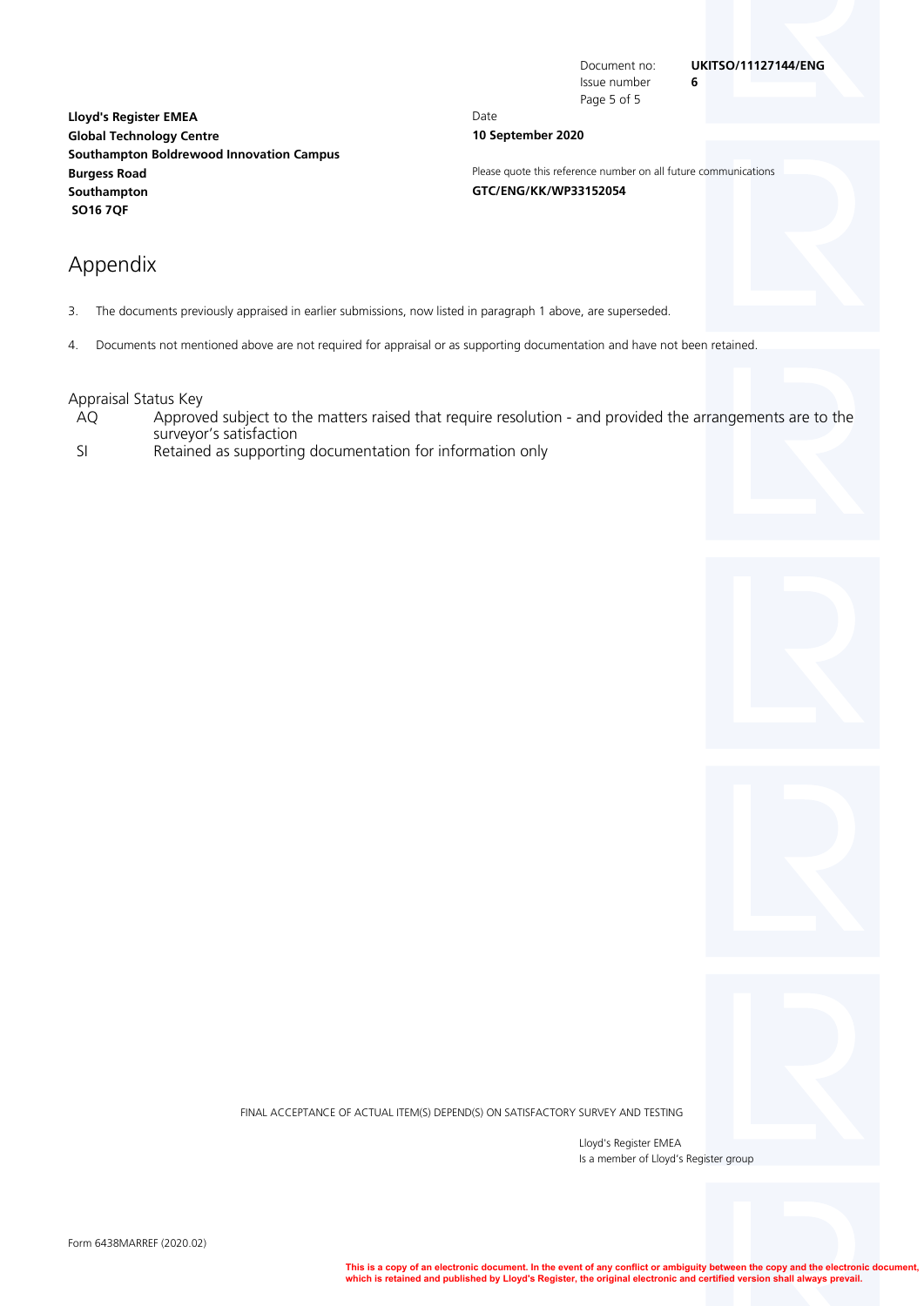Document no: **UKITSO/11127144/ENG**
Issue number **6**

**Lloyd's Register EMEA**
**Global Technology Centre**
**Southampton Boldrewood Innovation Campus**
**Burgess Road**
**Southampton**
**SO16 7QF**

Date
**10 September 2020**

Please quote this reference number on all future communications
**GTC/ENG/KK/WP33152054**

# Appendix

3. The documents previously appraised in earlier submissions, now listed in paragraph 1 above, are superseded.

4. Documents not mentioned above are not required for appraisal or as supporting documentation and have not been retained.

Appraisal Status Key

| | |
|---|---|
| AQ | Approved subject to the matters raised that require resolution - and provided the arrangements are to the surveyor's satisfaction |
| SI | Retained as supporting documentation for information only |

FINAL ACCEPTANCE OF ACTUAL ITEM(S) DEPEND(S) ON SATISFACTORY SURVEY AND TESTING

Lloyd's Register EMEA
Is a member of Lloyd's Register group

Form 6438MARREF (2020.02)

**This is a copy of an electronic document. In the event of any conflict or ambiguity between the copy and the electronic document, which is retained and published by Lloyd's Register, the original electronic and certified version shall always prevail.**